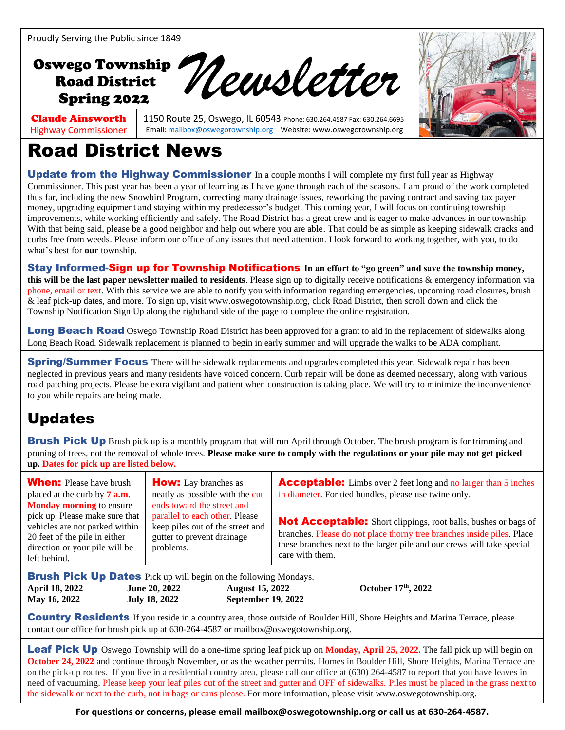Proudly Serving the Public since 1849

# Oswego Township Road District Spring 2022 Newsletter

**Claude Ainsworth**
Highway Commissioner

1150 Route 25, Oswego, IL 60543 Phone: 630.264.4587 Fax: 630.264.6695
Email: mailbox@oswegotownship.org Website: www.oswegotownship.org

# Road District News

**Update from the Highway Commissioner** In a couple months I will complete my first full year as Highway Commissioner. This past year has been a year of learning as I have gone through each of the seasons. I am proud of the work completed thus far, including the new Snowbird Program, correcting many drainage issues, reworking the paving contract and saving tax payer money, upgrading equipment and staying within my predecessor's budget. This coming year, I will focus on continuing township improvements, while working efficiently and safely. The Road District has a great crew and is eager to make advances in our township. With that being said, please be a good neighbor and help out where you are able. That could be as simple as keeping sidewalk cracks and curbs free from weeds. Please inform our office of any issues that need attention. I look forward to working together, with you, to do what's best for **our** township.

**Stay Informed-Sign up for Township Notifications** **In an effort to "go green" and save the township money, this will be the last paper newsletter mailed to residents**. Please sign up to digitally receive notifications & emergency information via phone, email or text. With this service we are able to notify you with information regarding emergencies, upcoming road closures, brush & leaf pick-up dates, and more. To sign up, visit www.oswegotownship.org, click Road District, then scroll down and click the Township Notification Sign Up along the righthand side of the page to complete the online registration.

**Long Beach Road** Oswego Township Road District has been approved for a grant to aid in the replacement of sidewalks along Long Beach Road. Sidewalk replacement is planned to begin in early summer and will upgrade the walks to be ADA compliant.

**Spring/Summer Focus** There will be sidewalk replacements and upgrades completed this year. Sidewalk repair has been neglected in previous years and many residents have voiced concern. Curb repair will be done as deemed necessary, along with various road patching projects. Please be extra vigilant and patient when construction is taking place. We will try to minimize the inconvenience to you while repairs are being made.

# Updates

**Brush Pick Up** Brush pick up is a monthly program that will run April through October. The brush program is for trimming and pruning of trees, not the removal of whole trees. **Please make sure to comply with the regulations or your pile may not get picked up. Dates for pick up are listed below.**

**When:** Please have brush placed at the curb by **7 a.m. Monday morning** to ensure pick up. Please make sure that vehicles are not parked within 20 feet of the pile in either direction or your pile will be left behind.

**How:** Lay branches as neatly as possible with the cut ends toward the street and parallel to each other. Please keep piles out of the street and gutter to prevent drainage problems.

**Acceptable:** Limbs over 2 feet long and no larger than 5 inches in diameter. For tied bundles, please use twine only.

**Not Acceptable:** Short clippings, root balls, bushes or bags of branches. Please do not place thorny tree branches inside piles. Place these branches next to the larger pile and our crews will take special care with them.

**Brush Pick Up Dates** Pick up will begin on the following Mondays.

| | | | |
|---|---|---|---|
| **April 18, 2022** | **June 20, 2022** | **August 15, 2022** | **October 17th, 2022** |
| **May 16, 2022** | **July 18, 2022** | **September 19, 2022** | |

**Country Residents** If you reside in a country area, those outside of Boulder Hill, Shore Heights and Marina Terrace, please contact our office for brush pick up at 630-264-4587 or mailbox@oswegotownship.org.

**Leaf Pick Up** Oswego Township will do a one-time spring leaf pick up on **Monday, April 25, 2022.** The fall pick up will begin on **October 24, 2022** and continue through November, or as the weather permits. Homes in Boulder Hill, Shore Heights, Marina Terrace are on the pick-up routes. If you live in a residential country area, please call our office at (630) 264-4587 to report that you have leaves in need of vacuuming. Please keep your leaf piles out of the street and gutter and OFF of sidewalks. Piles must be placed in the grass next to the sidewalk or next to the curb, not in bags or cans please. For more information, please visit www.oswegotownship.org.

**For questions or concerns, please email mailbox@oswegotownship.org or call us at 630-264-4587.**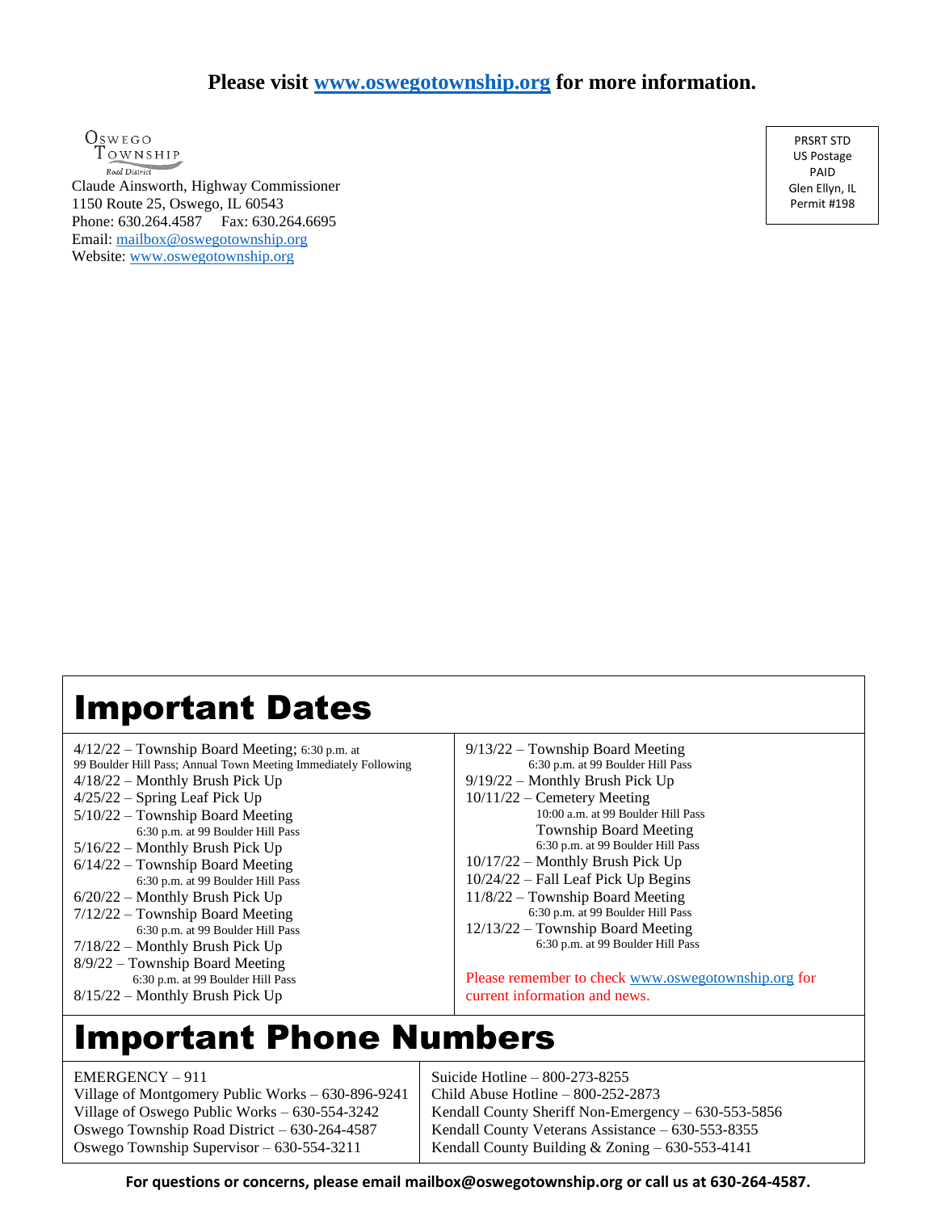**Please visit www.oswegotownship.org for more information.**

Oswego Township Road District
Claude Ainsworth, Highway Commissioner
1150 Route 25, Oswego, IL 60543
Phone: 630.264.4587 Fax: 630.264.6695
Email: mailbox@oswegotownship.org
Website: www.oswegotownship.org

PRSRT STD
US Postage
PAID
Glen Ellyn, IL
Permit #198

# Important Dates

4/12/22 – Township Board Meeting; 6:30 p.m. at 99 Boulder Hill Pass; Annual Town Meeting Immediately Following
4/18/22 – Monthly Brush Pick Up
4/25/22 – Spring Leaf Pick Up
5/10/22 – Township Board Meeting
6:30 p.m. at 99 Boulder Hill Pass
5/16/22 – Monthly Brush Pick Up
6/14/22 – Township Board Meeting
6:30 p.m. at 99 Boulder Hill Pass
6/20/22 – Monthly Brush Pick Up
7/12/22 – Township Board Meeting
6:30 p.m. at 99 Boulder Hill Pass
7/18/22 – Monthly Brush Pick Up
8/9/22 – Township Board Meeting
6:30 p.m. at 99 Boulder Hill Pass
8/15/22 – Monthly Brush Pick Up
9/13/22 – Township Board Meeting
6:30 p.m. at 99 Boulder Hill Pass
9/19/22 – Monthly Brush Pick Up
10/11/22 – Cemetery Meeting
10:00 a.m. at 99 Boulder Hill Pass
Township Board Meeting
6:30 p.m. at 99 Boulder Hill Pass
10/17/22 – Monthly Brush Pick Up
10/24/22 – Fall Leaf Pick Up Begins
11/8/22 – Township Board Meeting
6:30 p.m. at 99 Boulder Hill Pass
12/13/22 – Township Board Meeting
6:30 p.m. at 99 Boulder Hill Pass

Please remember to check www.oswegotownship.org for current information and news.

# Important Phone Numbers

EMERGENCY – 911
Village of Montgomery Public Works – 630-896-9241
Village of Oswego Public Works – 630-554-3242
Oswego Township Road District – 630-264-4587
Oswego Township Supervisor – 630-554-3211
Suicide Hotline – 800-273-8255
Child Abuse Hotline – 800-252-2873
Kendall County Sheriff Non-Emergency – 630-553-5856
Kendall County Veterans Assistance – 630-553-8355
Kendall County Building & Zoning – 630-553-4141

**For questions or concerns, please email mailbox@oswegotownship.org or call us at 630-264-4587.**